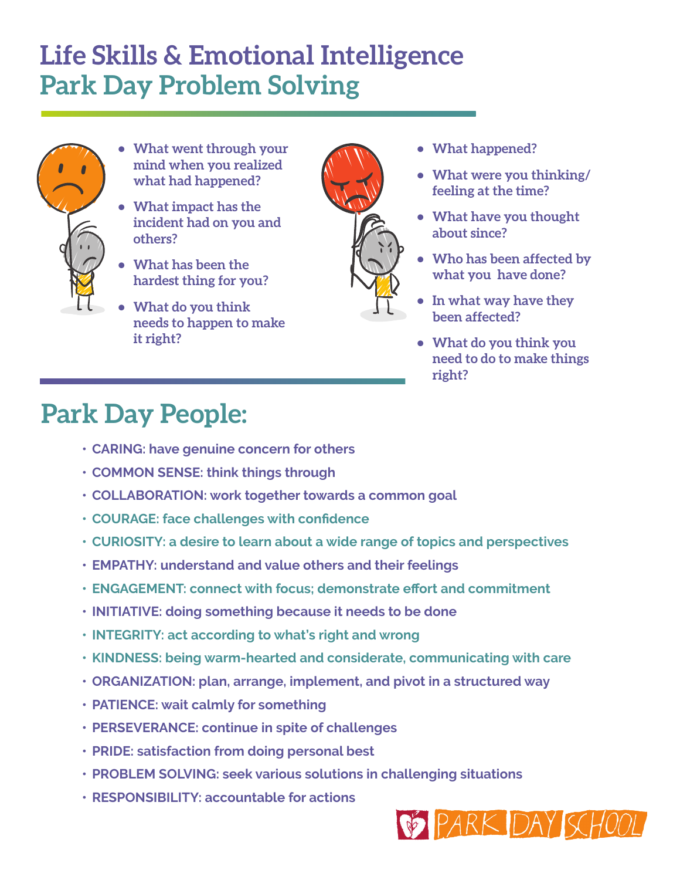# Life Skills & Emotional Intelligence

## Park Day Problem Solving

- What went through your mind when you realized what had happened?
- What impact has the incident had on you and others?
- What has been the hardest thing for you?
- What do you think needs to happen to make it right?

- What happened?
- What were you thinking/ feeling at the time?
- What have you thought about since?
- Who has been affected by what you have done?
- In what way have they been affected?
- What do you think you need to do to make things right?

## Park Day People:

- CARING: have genuine concern for others
- COMMON SENSE: think things through
- COLLABORATION: work together towards a common goal
- COURAGE: face challenges with confidence
- CURIOSITY: a desire to learn about a wide range of topics and perspectives
- EMPATHY: understand and value others and their feelings
- ENGAGEMENT: connect with focus; demonstrate effort and commitment
- INITIATIVE: doing something because it needs to be done
- INTEGRITY: act according to what's right and wrong
- KINDNESS: being warm-hearted and considerate, communicating with care
- ORGANIZATION: plan, arrange, implement, and pivot in a structured way
- PATIENCE: wait calmly for something
- PERSEVERANCE: continue in spite of challenges
- PRIDE: satisfaction from doing personal best
- PROBLEM SOLVING: seek various solutions in challenging situations
- RESPONSIBILITY: accountable for actions

PARK DAY SCHOOL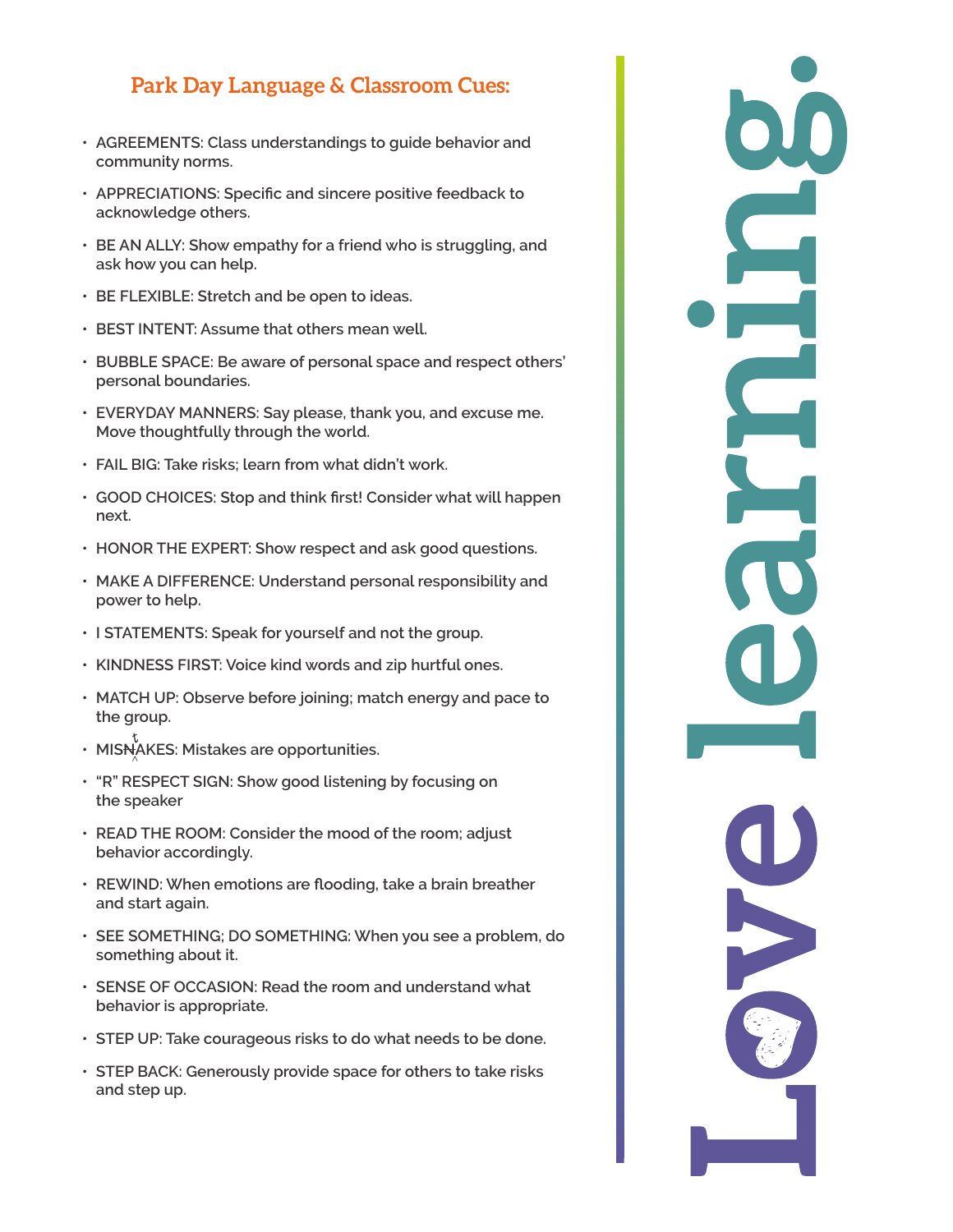## Park Day Language & Classroom Cues:

- AGREEMENTS: Class understandings to guide behavior and community norms.
- APPRECIATIONS: Specific and sincere positive feedback to acknowledge others.
- BE AN ALLY: Show empathy for a friend who is struggling, and ask how you can help.
- BE FLEXIBLE: Stretch and be open to ideas.
- BEST INTENT: Assume that others mean well.
- BUBBLE SPACE: Be aware of personal space and respect others' personal boundaries.
- EVERYDAY MANNERS: Say please, thank you, and excuse me. Move thoughtfully through the world.
- FAIL BIG: Take risks; learn from what didn't work.
- GOOD CHOICES: Stop and think first! Consider what will happen next.
- HONOR THE EXPERT: Show respect and ask good questions.
- MAKE A DIFFERENCE: Understand personal responsibility and power to help.
- I STATEMENTS: Speak for yourself and not the group.
- KINDNESS FIRST: Voice kind words and zip hurtful ones.
- MATCH UP: Observe before joining; match energy and pace to the group.
- MISTAKES: Mistakes are opportunities.
- "R" RESPECT SIGN: Show good listening by focusing on the speaker
- READ THE ROOM: Consider the mood of the room; adjust behavior accordingly.
- REWIND: When emotions are flooding, take a brain breather and start again.
- SEE SOMETHING; DO SOMETHING: When you see a problem, do something about it.
- SENSE OF OCCASION: Read the room and understand what behavior is appropriate.
- STEP UP: Take courageous risks to do what needs to be done.
- STEP BACK: Generously provide space for others to take risks and step up.

Love learning.